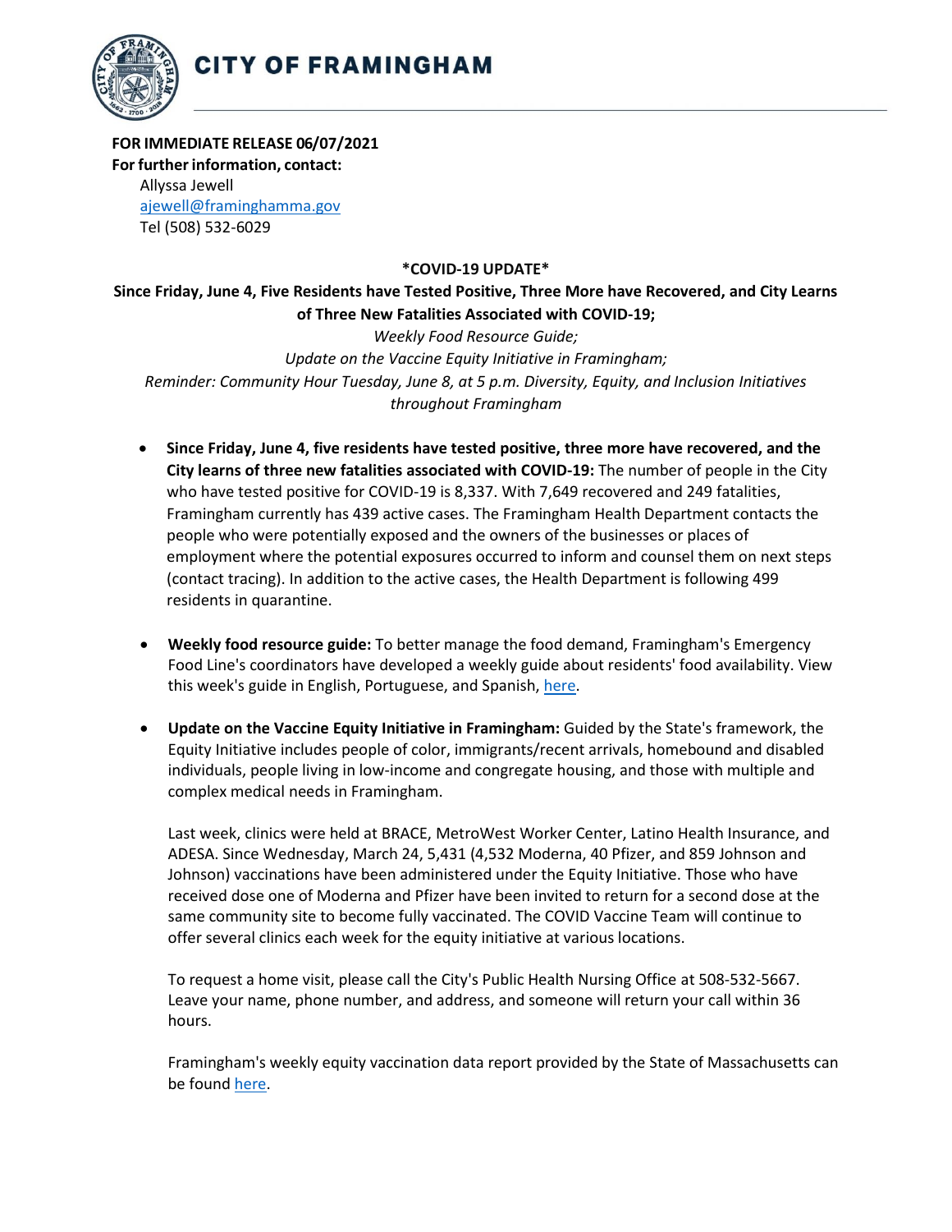# CITY OF FRAMINGHAM

**FOR IMMEDIATE RELEASE 06/07/2021**
**For further information, contact:**
Allyssa Jewell
ajewell@framinghamma.gov
Tel (508) 532-6029

**\*COVID-19 UPDATE\***

**Since Friday, June 4, Five Residents have Tested Positive, Three More have Recovered, and City Learns of Three New Fatalities Associated with COVID-19;**
*Weekly Food Resource Guide;*
*Update on the Vaccine Equity Initiative in Framingham;*
*Reminder: Community Hour Tuesday, June 8, at 5 p.m. Diversity, Equity, and Inclusion Initiatives throughout Framingham*

- **Since Friday, June 4, five residents have tested positive, three more have recovered, and the City learns of three new fatalities associated with COVID-19:** The number of people in the City who have tested positive for COVID-19 is 8,337. With 7,649 recovered and 249 fatalities, Framingham currently has 439 active cases. The Framingham Health Department contacts the people who were potentially exposed and the owners of the businesses or places of employment where the potential exposures occurred to inform and counsel them on next steps (contact tracing). In addition to the active cases, the Health Department is following 499 residents in quarantine.

- **Weekly food resource guide:** To better manage the food demand, Framingham's Emergency Food Line's coordinators have developed a weekly guide about residents' food availability. View this week's guide in English, Portuguese, and Spanish, here.

- **Update on the Vaccine Equity Initiative in Framingham:** Guided by the State's framework, the Equity Initiative includes people of color, immigrants/recent arrivals, homebound and disabled individuals, people living in low-income and congregate housing, and those with multiple and complex medical needs in Framingham.

  Last week, clinics were held at BRACE, MetroWest Worker Center, Latino Health Insurance, and ADESA. Since Wednesday, March 24, 5,431 (4,532 Moderna, 40 Pfizer, and 859 Johnson and Johnson) vaccinations have been administered under the Equity Initiative. Those who have received dose one of Moderna and Pfizer have been invited to return for a second dose at the same community site to become fully vaccinated. The COVID Vaccine Team will continue to offer several clinics each week for the equity initiative at various locations.

  To request a home visit, please call the City's Public Health Nursing Office at 508-532-5667. Leave your name, phone number, and address, and someone will return your call within 36 hours.

  Framingham's weekly equity vaccination data report provided by the State of Massachusetts can be found here.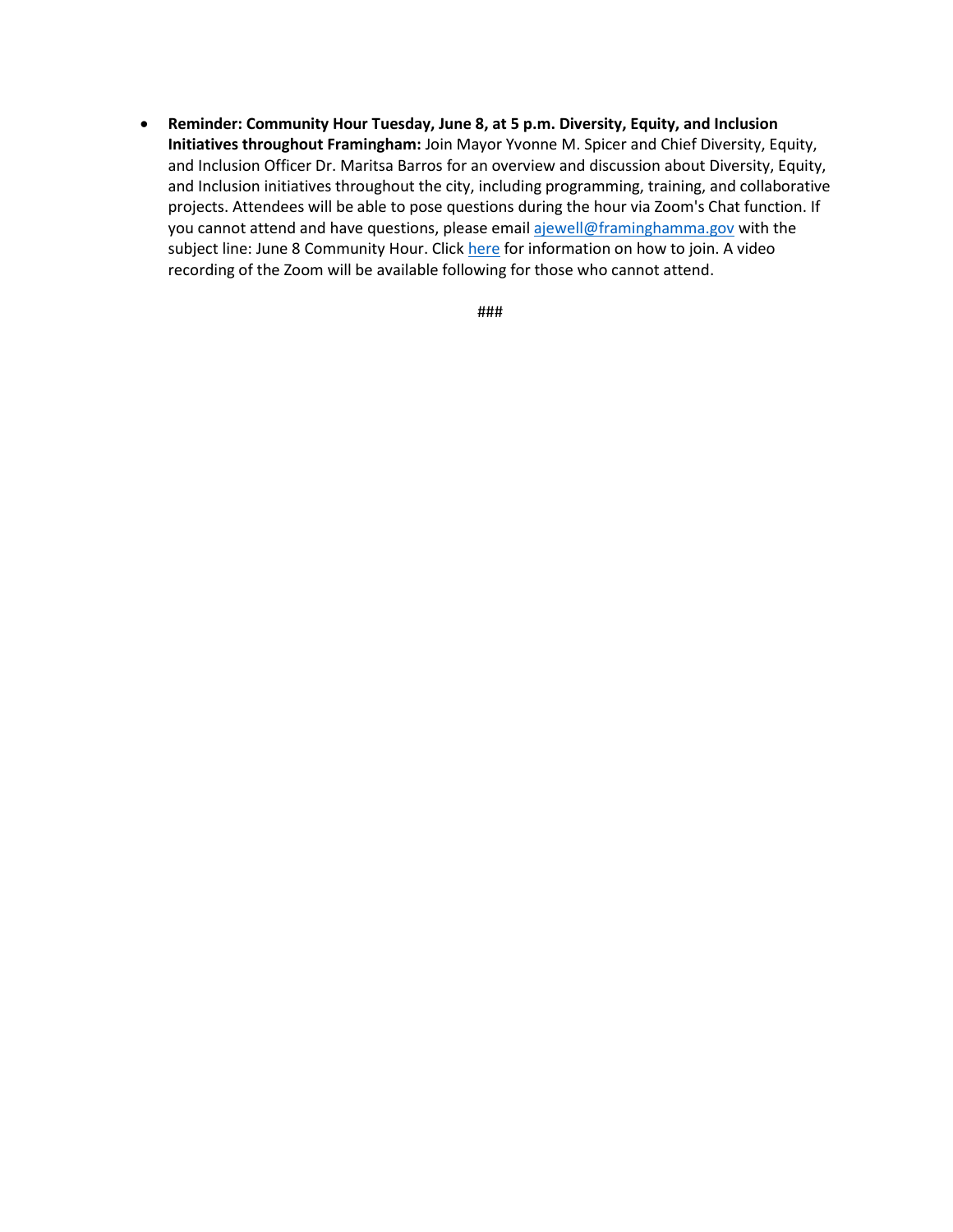- **Reminder: Community Hour Tuesday, June 8, at 5 p.m. Diversity, Equity, and Inclusion Initiatives throughout Framingham:** Join Mayor Yvonne M. Spicer and Chief Diversity, Equity, and Inclusion Officer Dr. Maritsa Barros for an overview and discussion about Diversity, Equity, and Inclusion initiatives throughout the city, including programming, training, and collaborative projects. Attendees will be able to pose questions during the hour via Zoom's Chat function. If you cannot attend and have questions, please email ajewell@framinghamma.gov with the subject line: June 8 Community Hour. Click here for information on how to join. A video recording of the Zoom will be available following for those who cannot attend.

###